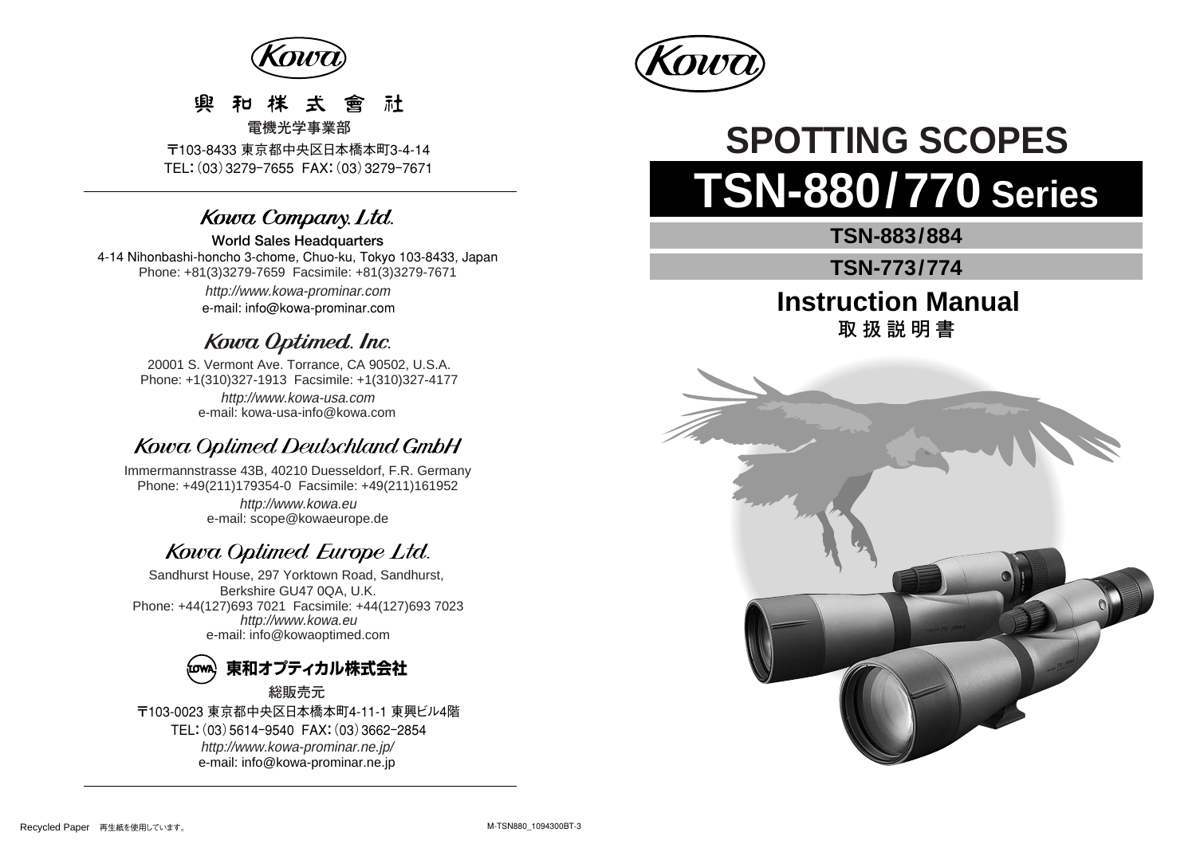Kowa

興 和 株 式 會 社

電機光学事業部

〒103-8433 東京都中央区日本橋本町3-4-14
TEL：(03) 3279-7655 FAX：(03) 3279-7671

---

## Kowa Company, Ltd.

**World Sales Headquarters**

4-14 Nihonbashi-honcho 3-chome, Chuo-ku, Tokyo 103-8433, Japan
Phone: +81(3)3279-7659 Facsimile: +81(3)3279-7671

*http://www.kowa-prominar.com*
e-mail: info@kowa-prominar.com

## Kowa Optimed, Inc.

20001 S. Vermont Ave. Torrance, CA 90502, U.S.A.
Phone: +1(310)327-1913 Facsimile: +1(310)327-4177

*http://www.kowa-usa.com*
e-mail: kowa-usa-info@kowa.com

## Kowa Optimed Deutschland GmbH

Immermannstrasse 43B, 40210 Duesseldorf, F.R. Germany
Phone: +49(211)179354-0 Facsimile: +49(211)161952

*http://www.kowa.eu*
e-mail: scope@kowaeurope.de

## Kowa Optimed Europe Ltd.

Sandhurst House, 297 Yorktown Road, Sandhurst,
Berkshire GU47 0QA, U.K.
Phone: +44(127)693 7021 Facsimile: +44(127)693 7023
*http://www.kowa.eu*
e-mail: info@kowaoptimed.com

## 東和オプティカル株式会社

総販売元

〒103-0023 東京都中央区日本橋本町4-11-1 東興ビル4階
TEL：(03) 5614-9540 FAX：(03) 3662-2854
*http://www.kowa-prominar.ne.jp/*
e-mail: info@kowa-prominar.ne.jp

---

Recycled Paper 再生紙を使用しています。

M-TSN880_1094300BT-3

Kowa

# SPOTTING SCOPES

# TSN-880/770 Series

**TSN-883/884**

**TSN-773/774**

## Instruction Manual

## 取 扱 説 明 書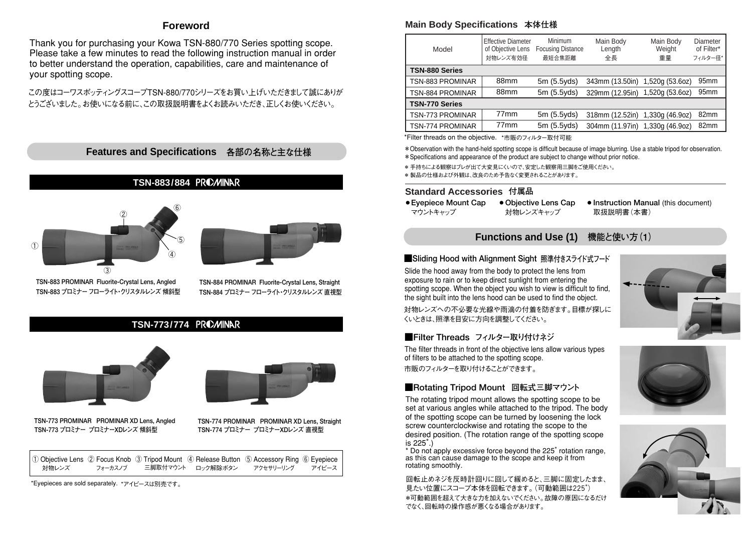## Foreword

Thank you for purchasing your Kowa TSN-880/770 Series spotting scope. Please take a few minutes to read the following instruction manual in order to better understand the operation, capabilities, care and maintenance of your spotting scope.

この度はコーワスポッティングスコープTSN-880/770シリーズをお買い上げいただきまして誠にありがとうございました。お使いになる前に、この取扱説明書をよくお読みいただき、正しくお使いください。

## Features and Specifications 各部の名称と主な仕様

### TSN-883/884 PROMINAR

①②③④⑤⑥

TSN-883 PROMINAR Fluorite-Crystal Lens, Angled
TSN-883 プロミナー フローライト・クリスタルレンズ 傾斜型

TSN-884 PROMINAR Fluorite-Crystal Lens, Straight
TSN-884 プロミナー フローライト・クリスタルレンズ 直視型

### TSN-773/774 PROMINAR

TSN-773 PROMINAR PROMINAR XD Lens, Angled
TSN-773 プロミナー プロミナーXDレンズ 傾斜型

TSN-774 PROMINAR PROMINAR XD Lens, Straight
TSN-774 プロミナー プロミナーXDレンズ 直視型

① Objective Lens 対物レンズ ② Focus Knob フォーカスノブ ③ Tripod Mount 三脚取付マウント ④ Release Button ロック解除ボタン ⑤ Accessory Ring アクセサリーリング ⑥ Eyepiece アイピース

*Eyepieces are sold separately. *アイピースは別売です。

## Main Body Specifications 本体仕様

| Model | Effective Diameter of Objective Lens 対物レンズ有効径 | Minimum Focusing Distance 最短合焦距離 | Main Body Length 全長 | Main Body Weight 重量 | Diameter of Filter* フィルター径* |
|---|---|---|---|---|---|
| **TSN-880 Series** | | | | | |
| TSN-883 PROMINAR | 88mm | 5m (5.5yds) | 343mm (13.50in) | 1,520g (53.6oz) | 95mm |
| TSN-884 PROMINAR | 88mm | 5m (5.5yds) | 329mm (12.95in) | 1,520g (53.6oz) | 95mm |
| **TSN-770 Series** | | | | | |
| TSN-773 PROMINAR | 77mm | 5m (5.5yds) | 318mm (12.52in) | 1,330g (46.9oz) | 82mm |
| TSN-774 PROMINAR | 77mm | 5m (5.5yds) | 304mm (11.97in) | 1,330g (46.9oz) | 82mm |

*Filter threads on the objective. *市販のフィルター取付可能

*Observation with the hand-held spotting scope is difficult because of image blurring. Use a stable tripod for observation.
*Specifications and appearance of the product are subject to change without prior notice.

* 手持ちによる観察はブレが出て大変見にくいので、安定した観察用三脚をご使用ください。
* 製品の仕様および外観は、改良のため予告なく変更されることがあります。

## Standard Accessories 付属品

- **Eyepiece Mount Cap** マウントキャップ
- **Objective Lens Cap** 対物レンズキャップ
- **Instruction Manual** (this document) 取扱説明書（本書）

## Functions and Use (1) 機能と使い方（1）

### ■Sliding Hood with Alignment Sight 照準付きスライド式フード

Slide the hood away from the body to protect the lens from exposure to rain or to keep direct sunlight from entering the spotting scope. When the object you wish to view is difficult to find, the sight built into the lens hood can be used to find the object.

対物レンズへの不必要な光線や雨滴の付着を防ぎます。目標が探しにくいときは、照準を目安に方向を調整してください。

### ■Filter Threads フィルター取り付けネジ

The filter threads in front of the objective lens allow various types of filters to be attached to the spotting scope.

市販のフィルターを取り付けることができます。

### ■Rotating Tripod Mount 回転式三脚マウント

The rotating tripod mount allows the spotting scope to be set at various angles while attached to the tripod. The body of the spotting scope can be turned by loosening the lock screw counterclockwise and rotating the scope to the desired position. (The rotation range of the spotting scope is 225˚.)
* Do not apply excessive force beyond the 225˚ rotation range, as this can cause damage to the scope and keep it from rotating smoothly.

回転止めネジを反時計回りに回して緩めると、三脚に固定したまま、見たい位置にスコープ本体を回転できます。（可動範囲は225˚）
*可動範囲を超えて大きな力を加えないでください。故障の原因になるだけでなく、回転時の操作感が悪くなる場合があります。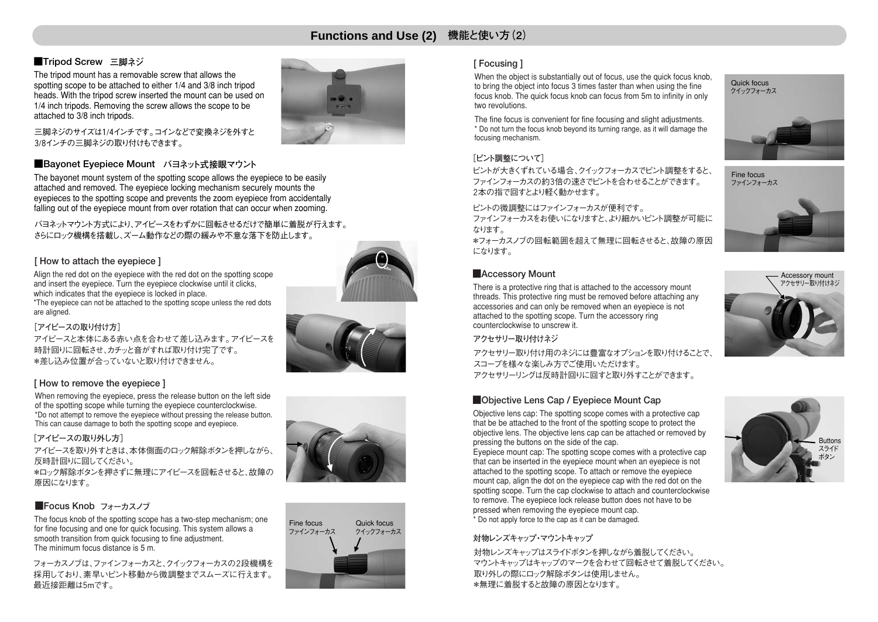# Functions and Use (2) 機能と使い方（2）

## ■Tripod Screw 三脚ネジ

The tripod mount has a removable screw that allows the spotting scope to be attached to either 1/4 and 3/8 inch tripod heads. With the tripod screw inserted the mount can be used on 1/4 inch tripods. Removing the screw allows the scope to be attached to 3/8 inch tripods.

三脚ネジのサイズは1/4インチです。コインなどで変換ネジを外すと3/8インチの三脚ネジの取り付けもできます。

## ■Bayonet Eyepiece Mount バヨネット式接眼マウント

The bayonet mount system of the spotting scope allows the eyepiece to be easily attached and removed. The eyepiece locking mechanism securely mounts the eyepieces to the spotting scope and prevents the zoom eyepiece from accidentally falling out of the eyepiece mount from over rotation that can occur when zooming.

バヨネットマウント方式により、アイピースをわずかに回転させるだけで簡単に着脱が行えます。さらにロック機構を搭載し、ズーム動作などの際の緩みや不意な落下を防止します。

### [ How to attach the eyepiece ]

Align the red dot on the eyepiece with the red dot on the spotting scope and insert the eyepiece. Turn the eyepiece clockwise until it clicks, which indicates that the eyepiece is locked in place.
*The eyepiece can not be attached to the spotting scope unless the red dots are aligned.

［アイピースの取り付け方］

アイピースと本体にある赤い点を合わせて差し込みます。アイピースを時計回りに回転させ、カチッと音がすれば取り付け完了です。
＊差し込み位置が合っていないと取り付けできません。

### [ How to remove the eyepiece ]

When removing the eyepiece, press the release button on the left side of the spotting scope while turning the eyepiece counterclockwise.
*Do not attempt to remove the eyepiece without pressing the release button. This can cause damage to both the spotting scope and eyepiece.

［アイピースの取り外し方］

アイピースを取り外すときは、本体側面のロック解除ボタンを押しながら、反時計回りに回してください。
＊ロック解除ボタンを押さずに無理にアイピースを回転させると、故障の原因になります。

## ■Focus Knob フォーカスノブ

The focus knob of the spotting scope has a two-step mechanism; one for fine focusing and one for quick focusing. This system allows a smooth transition from quick focusing to fine adjustment.
The minimum focus distance is 5 m.

フォーカスノブは、ファインフォーカスと、クイックフォーカスの2段機構を採用しており、素早いピント移動から微調整までスムーズに行えます。最近接距離は5mです。

Fine focus ファインフォーカス　Quick focus クイックフォーカス

### [ Focusing ]

When the object is substantially out of focus, use the quick focus knob, to bring the object into focus 3 times faster than when using the fine focus knob. The quick focus knob can focus from 5m to infinity in only two revolutions.

The fine focus is convenient for fine focusing and slight adjustments.
* Do not turn the focus knob beyond its turning range, as it will damage the focusing mechanism.

［ピント調整について］

ピントが大きくずれている場合、クイックフォーカスでピント調整をすると、ファインフォーカスの約3倍の速さでピントを合わせることができます。2本の指で回すとより軽く動かせます。

ピントの微調整にはファインフォーカスが便利です。
ファインフォーカスをお使いになりますと、より細かいピント調整が可能になります。
＊フォーカスノブの回転範囲を超えて無理に回転させると、故障の原因になります。

Quick focus クイックフォーカス

Fine focus ファインフォーカス

## ■Accessory Mount

There is a protective ring that is attached to the accessory mount threads. This protective ring must be removed before attaching any accessories and can only be removed when an eyepiece is not attached to the spotting scope. Turn the accessory ring counterclockwise to unscrew it.

アクセサリー取り付けネジ

アクセサリー取り付け用のネジには豊富なオプションを取り付けることで、スコープを様々な楽しみ方でご使用いただけます。
アクセサリーリングは反時計回りに回すと取り外すことができます。

Accessory mount アクセサリー取り付けネジ

## ■Objective Lens Cap / Eyepiece Mount Cap

Objective lens cap: The spotting scope comes with a protective cap that be be attached to the front of the spotting scope to protect the objective lens. The objective lens cap can be attached or removed by pressing the buttons on the side of the cap.
Eyepiece mount cap: The spotting scope comes with a protective cap that can be inserted in the eyepiece mount when an eyepiece is not attached to the spotting scope. To attach or remove the eyepiece mount cap, align the dot on the eyepiece cap with the red dot on the spotting scope. Turn the cap clockwise to attach and counterclockwise to remove. The eyepiece lock release button does not have to be pressed when removing the eyepiece mount cap.
* Do not apply force to the cap as it can be damaged.

対物レンズキャップ・マウントキャップ

対物レンズキャップはスライドボタンを押しながら着脱してください。
マウントキャップはキャップのマークを合わせて回転させて着脱してください。
取り外しの際にロック解除ボタンは使用しません。
＊無理に着脱すると故障の原因となります。

Buttons スライドボタン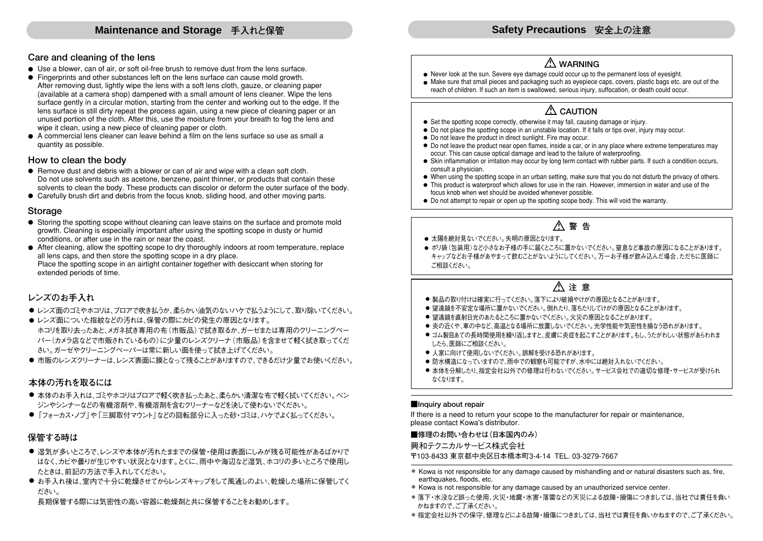## Maintenance and Storage　手入れと保管

### Care and cleaning of the lens

- Use a blower, can of air, or soft oil-free brush to remove dust from the lens surface.
- Fingerprints and other substances left on the lens surface can cause mold growth.
  After removing dust, lightly wipe the lens with a soft lens cloth, gauze, or cleaning paper (available at a camera shop) dampened with a small amount of lens cleaner. Wipe the lens surface gently in a circular motion, starting from the center and working out to the edge. If the lens surface is still dirty repeat the process again, using a new piece of cleaning paper or an unused portion of the cloth. After this, use the moisture from your breath to fog the lens and wipe it clean, using a new piece of cleaning paper or cloth.
- A commercial lens cleaner can leave behind a film on the lens surface so use as small a quantity as possible.

### How to clean the body

- Remove dust and debris with a blower or can of air and wipe with a clean soft cloth.
  Do not use solvents such as acetone, benzene, paint thinner, or products that contain these solvents to clean the body. These products can discolor or deform the outer surface of the body.
- Carefully brush dirt and debris from the focus knob, sliding hood, and other moving parts.

### Storage

- Storing the spotting scope without cleaning can leave stains on the surface and promote mold growth. Cleaning is especially important after using the spotting scope in dusty or humid conditions, or after use in the rain or near the coast.
- After cleaning, allow the spotting scope to dry thoroughly indoors at room temperature, replace all lens caps, and then store the spotting scope in a dry place.
  Place the spotting scope in an airtight container together with desiccant when storing for extended periods of time.

### レンズのお手入れ

- レンズ面のゴミやホコリは、ブロアで吹き払うか、柔らかい油気のないハケで払うようにして、取り除いてください。
- レンズ面についた指紋などの汚れは、保管の際にカビの発生の原因となります。
  ホコリを取り去ったあと、メガネ拭き専用の布（市販品）で拭き取るか、ガーゼまたは専用のクリーニングペーパー（カメラ店などで市販されているもの）に少量のレンズクリーナ（市販品）を含ませて軽く拭き取ってください。ガーゼやクリーニングペーパーは常に新しい面を使って拭き上げてください。
- 市販のレンズクリーナーは、レンズ表面に膜となって残ることがありますので、できるだけ少量でお使いください。

### 本体の汚れを取るには

- 本体のお手入れは、ゴミやホコリはブロアで軽く吹き払ったあと、柔らかい清潔な布で軽く拭いてください。ベンジンやシンナーなどの有機溶剤や、有機溶剤を含むクリーナーなどを決して使わないでください。
- 「フォーカス・ノブ」や「三脚取付マウント」などの回転部分に入った砂・ゴミは、ハケでよく払ってください。

### 保管する時は

- 湿気が多いところで、レンズや本体が汚れたままでの保管・使用は表面にしみが残る可能性があるばかりではなく、カビや曇りが生じやすい状況となります。とくに、雨中や海辺など湿気、ホコリの多いところで使用したときは、前記の方法で手入れしてください。
- お手入れ後は、室内で十分に乾燥させてからレンズキャップをして風通しのよい、乾燥した場所に保管してください。
  長期保管する際には気密性の高い容器に乾燥剤と共に保管することをお勧めします。

## Safety Precautions　安全上の注意

### ⚠ WARNING

- Never look at the sun. Severe eye damage could occur up to the permanent loss of eyesight.
- Make sure that small pieces and packaging such as eyepiece caps, covers, plastic bags etc. are out of the reach of children. If such an item is swallowed, serious injury, suffocation, or death could occur.

### ⚠ CAUTION

- Set the spotting scope correctly, otherwise it may fall, causing damage or injury.
- Do not place the spotting scope in an unstable location. If it falls or tips over, injury may occur.
- Do not leave the product in direct sunlight. Fire may occur.
- Do not leave the product near open flames, inside a car, or in any place where extreme temperatures may occur. This can cause optical damage and lead to the failure of waterproofing.
- Skin inflammation or irritation may occur by long term contact with rubber parts. If such a condition occurs, consult a physician.
- When using the spotting scope in an urban setting, make sure that you do not disturb the privacy of others.
- This product is waterproof which allows for use in the rain. However, immersion in water and use of the focus knob when wet should be avoided whenever possible.
- Do not attempt to repair or open up the spotting scope body. This will void the warranty.

### ⚠ 警　告

- 太陽を絶対見ないでください。失明の原因となります。
- ポリ袋（包装用）など小さなお子様の手に届くところに置かないでください。窒息など事故の原因になることがあります。キャップなどお子様があやまって飲むことがないようにしてください。万一お子様が飲み込んだ場合、ただちに医師にご相談ください。

### ⚠ 注　意

- 製品の取り付けは確実に行ってください。落下により破損やけがの原因となることがあります。
- 望遠鏡を不安定な場所に置かないでください。倒れたり、落ちたりしてけがの原因となることがあります。
- 望遠鏡を直射日光のあたるところに置かないでください。火災の原因となることがあります。
- 炎の近くや、車の中など、高温となる場所に放置しないでください。光学性能や気密性を損なう恐れがあります。
- ゴム製目あての長時間使用を繰り返しますと、皮膚に炎症を起こすことがあります。もし、うたがわしい状態があらわれましたら、医師にご相談ください。
- 人家に向けて使用しないでください。誤解を受ける恐れがあります。
- 防水構造になっていますので、雨中での観察も可能ですが、水中には絶対入れないでください。
- 本体を分解したり、指定会社以外での修理は行わないでください。サービス会社での適切な修理・サービスが受けられなくなります。

**■Inquiry about repair**

If there is a need to return your scope to the manufacturer for repair or maintenance, please contact Kowa's distributor.

**■修理のお問い合わせは（日本国内のみ）**

興和テクニカルサービス株式会社

〒103-8433 東京都中央区日本橋本町3-4-14　TEL. 03-3279-7667

＊ Kowa is not responsible for any damage caused by mishandling and or natural disasters such as, fire, earthquakes, floods, etc.

＊ Kowa is not responsible for any damage caused by an unauthorized service center.

＊ 落下・水没など誤った使用、火災・地震・水害・落雷などの天災による故障・損傷につきましては、当社では責任を負いかねますので、ご了承ください。

＊ 指定会社以外での保守、修理などによる故障・損傷につきましては、当社では責任を負いかねますので、ご了承ください。